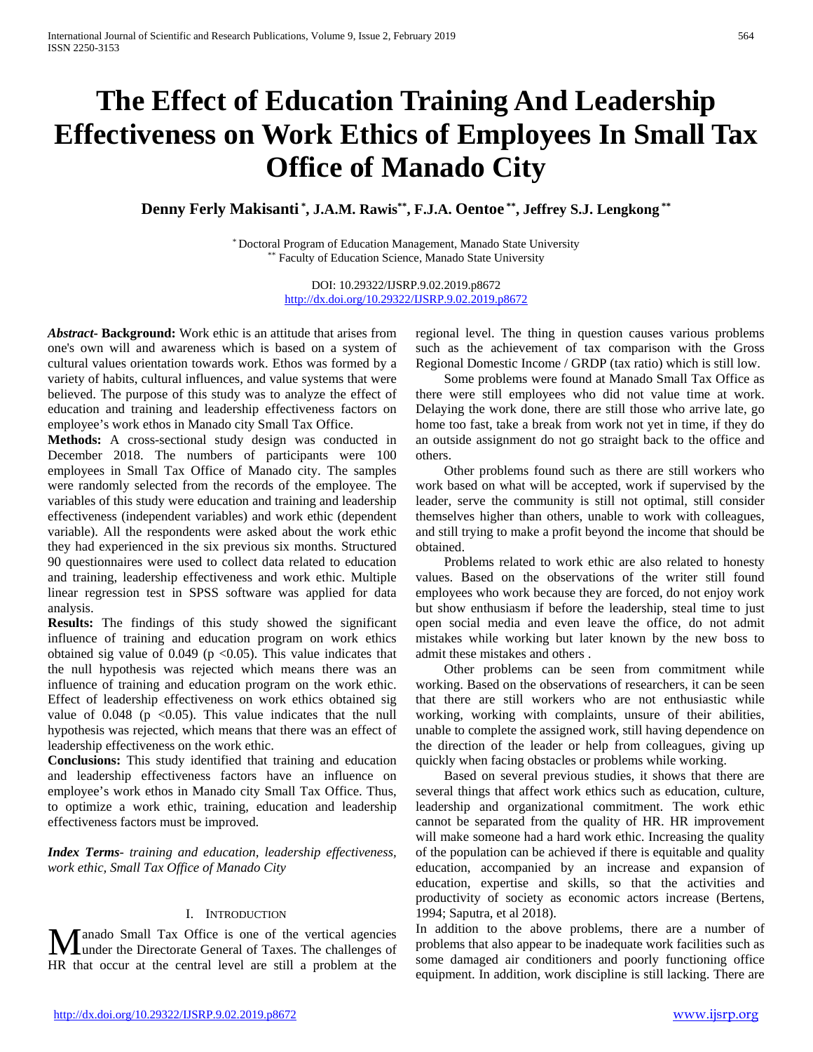# The Effect of Education Training And Leadership Effectiveness on Work Ethics of Employees In Small Tax Office of Manado City

**Denny Ferly Makisanti [*], J.A.M. Rawis[**], F.J.A. Oentoe [**], Jeffrey S.J. Lengkong [**]**

[*] Doctoral Program of Education Management, Manado State University
[**] Faculty of Education Science, Manado State University

DOI: 10.29322/IJSRP.9.02.2019.p8672
http://dx.doi.org/10.29322/IJSRP.9.02.2019.p8672

***Abstract*- Background:** Work ethic is an attitude that arises from one's own will and awareness which is based on a system of cultural values orientation towards work. Ethos was formed by a variety of habits, cultural influences, and value systems that were believed. The purpose of this study was to analyze the effect of education and training and leadership effectiveness factors on employee's work ethos in Manado city Small Tax Office.

**Methods:** A cross-sectional study design was conducted in December 2018. The numbers of participants were 100 employees in Small Tax Office of Manado city. The samples were randomly selected from the records of the employee. The variables of this study were education and training and leadership effectiveness (independent variables) and work ethic (dependent variable). All the respondents were asked about the work ethic they had experienced in the six previous six months. Structured 90 questionnaires were used to collect data related to education and training, leadership effectiveness and work ethic. Multiple linear regression test in SPSS software was applied for data analysis.

**Results:** The findings of this study showed the significant influence of training and education program on work ethics obtained sig value of 0.049 ($p < 0.05$). This value indicates that the null hypothesis was rejected which means there was an influence of training and education program on the work ethic. Effect of leadership effectiveness on work ethics obtained sig value of 0.048 ($p < 0.05$). This value indicates that the null hypothesis was rejected, which means that there was an effect of leadership effectiveness on the work ethic.

**Conclusions:** This study identified that training and education and leadership effectiveness factors have an influence on employee's work ethos in Manado city Small Tax Office. Thus, to optimize a work ethic, training, education and leadership effectiveness factors must be improved.

***Index Terms*-** *training and education, leadership effectiveness, work ethic, Small Tax Office of Manado City*

## I. Introduction

Manado Small Tax Office is one of the vertical agencies under the Directorate General of Taxes. The challenges of HR that occur at the central level are still a problem at the regional level. The thing in question causes various problems such as the achievement of tax comparison with the Gross Regional Domestic Income / GRDP (tax ratio) which is still low.

Some problems were found at Manado Small Tax Office as there were still employees who did not value time at work. Delaying the work done, there are still those who arrive late, go home too fast, take a break from work not yet in time, if they do an outside assignment do not go straight back to the office and others.

Other problems found such as there are still workers who work based on what will be accepted, work if supervised by the leader, serve the community is still not optimal, still consider themselves higher than others, unable to work with colleagues, and still trying to make a profit beyond the income that should be obtained.

Problems related to work ethic are also related to honesty values. Based on the observations of the writer still found employees who work because they are forced, do not enjoy work but show enthusiasm if before the leadership, steal time to just open social media and even leave the office, do not admit mistakes while working but later known by the new boss to admit these mistakes and others .

Other problems can be seen from commitment while working. Based on the observations of researchers, it can be seen that there are still workers who are not enthusiastic while working, working with complaints, unsure of their abilities, unable to complete the assigned work, still having dependence on the direction of the leader or help from colleagues, giving up quickly when facing obstacles or problems while working.

Based on several previous studies, it shows that there are several things that affect work ethics such as education, culture, leadership and organizational commitment. The work ethic cannot be separated from the quality of HR. HR improvement will make someone had a hard work ethic. Increasing the quality of the population can be achieved if there is equitable and quality education, accompanied by an increase and expansion of education, expertise and skills, so that the activities and productivity of society as economic actors increase (Bertens, 1994; Saputra, et al 2018).

In addition to the above problems, there are a number of problems that also appear to be inadequate work facilities such as some damaged air conditioners and poorly functioning office equipment. In addition, work discipline is still lacking. There are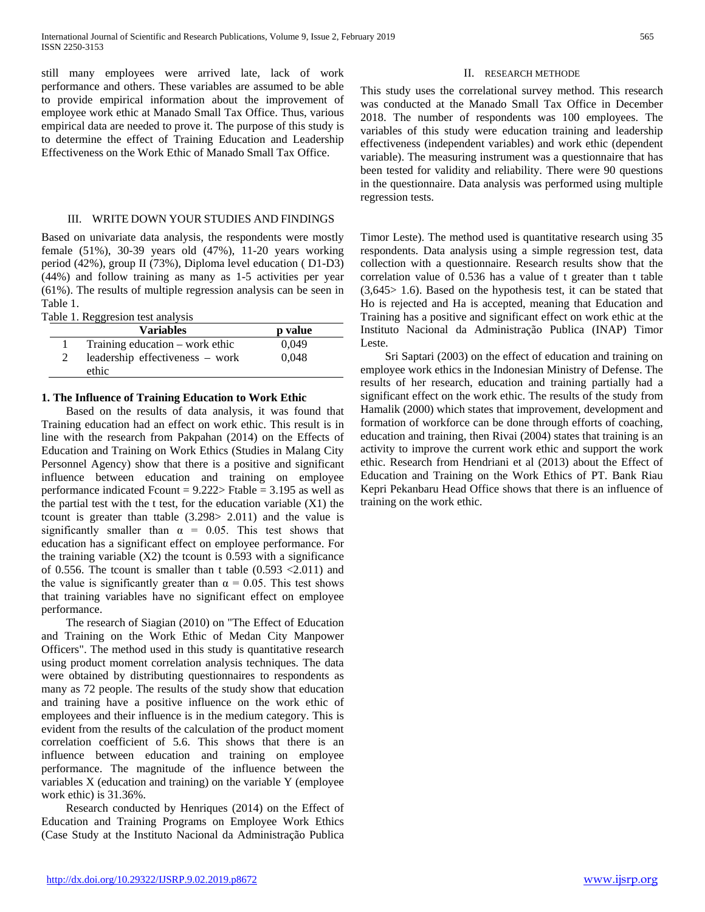still many employees were arrived late, lack of work performance and others. These variables are assumed to be able to provide empirical information about the improvement of employee work ethic at Manado Small Tax Office. Thus, various empirical data are needed to prove it. The purpose of this study is to determine the effect of Training Education and Leadership Effectiveness on the Work Ethic of Manado Small Tax Office.

## II. RESEARCH METHODE

This study uses the correlational survey method. This research was conducted at the Manado Small Tax Office in December 2018. The number of respondents was 100 employees. The variables of this study were education training and leadership effectiveness (independent variables) and work ethic (dependent variable). The measuring instrument was a questionnaire that has been tested for validity and reliability. There were 90 questions in the questionnaire. Data analysis was performed using multiple regression tests.

## III. WRITE DOWN YOUR STUDIES AND FINDINGS

Based on univariate data analysis, the respondents were mostly female (51%), 30-39 years old (47%), 11-20 years working period (42%), group II (73%), Diploma level education ( D1-D3) (44%) and follow training as many as 1-5 activities per year (61%). The results of multiple regression analysis can be seen in Table 1.

Table 1. Reggresion test analysis

| | Variables | p value |
|---|---|---|
| 1 | Training education – work ethic | 0,049 |
| 2 | leadership effectiveness – work ethic | 0,048 |

### 1. The Influence of Training Education to Work Ethic

Based on the results of data analysis, it was found that Training education had an effect on work ethic. This result is in line with the research from Pakpahan (2014) on the Effects of Education and Training on Work Ethics (Studies in Malang City Personnel Agency) show that there is a positive and significant influence between education and training on employee performance indicated Fcount = 9.222> Ftable = 3.195 as well as the partial test with the t test, for the education variable (X1) the tcount is greater than ttable (3.298> 2.011) and the value is significantly smaller than $\alpha = 0.05$. This test shows that education has a significant effect on employee performance. For the training variable (X2) the tcount is 0.593 with a significance of 0.556. The tcount is smaller than t table (0.593 <2.011) and the value is significantly greater than $\alpha = 0.05$. This test shows that training variables have no significant effect on employee performance.

The research of Siagian (2010) on "The Effect of Education and Training on the Work Ethic of Medan City Manpower Officers". The method used in this study is quantitative research using product moment correlation analysis techniques. The data were obtained by distributing questionnaires to respondents as many as 72 people. The results of the study show that education and training have a positive influence on the work ethic of employees and their influence is in the medium category. This is evident from the results of the calculation of the product moment correlation coefficient of 5.6. This shows that there is an influence between education and training on employee performance. The magnitude of the influence between the variables X (education and training) on the variable Y (employee work ethic) is 31.36%.

Research conducted by Henriques (2014) on the Effect of Education and Training Programs on Employee Work Ethics (Case Study at the Instituto Nacional da Administração Publica Timor Leste). The method used is quantitative research using 35 respondents. Data analysis using a simple regression test, data collection with a questionnaire. Research results show that the correlation value of 0.536 has a value of t greater than t table (3,645> 1.6). Based on the hypothesis test, it can be stated that Ho is rejected and Ha is accepted, meaning that Education and Training has a positive and significant effect on work ethic at the Instituto Nacional da Administração Publica (INAP) Timor Leste.

Sri Saptari (2003) on the effect of education and training on employee work ethics in the Indonesian Ministry of Defense. The results of her research, education and training partially had a significant effect on the work ethic. The results of the study from Hamalik (2000) which states that improvement, development and formation of workforce can be done through efforts of coaching, education and training, then Rivai (2004) states that training is an activity to improve the current work ethic and support the work ethic. Research from Hendriani et al (2013) about the Effect of Education and Training on the Work Ethics of PT. Bank Riau Kepri Pekanbaru Head Office shows that there is an influence of training on the work ethic.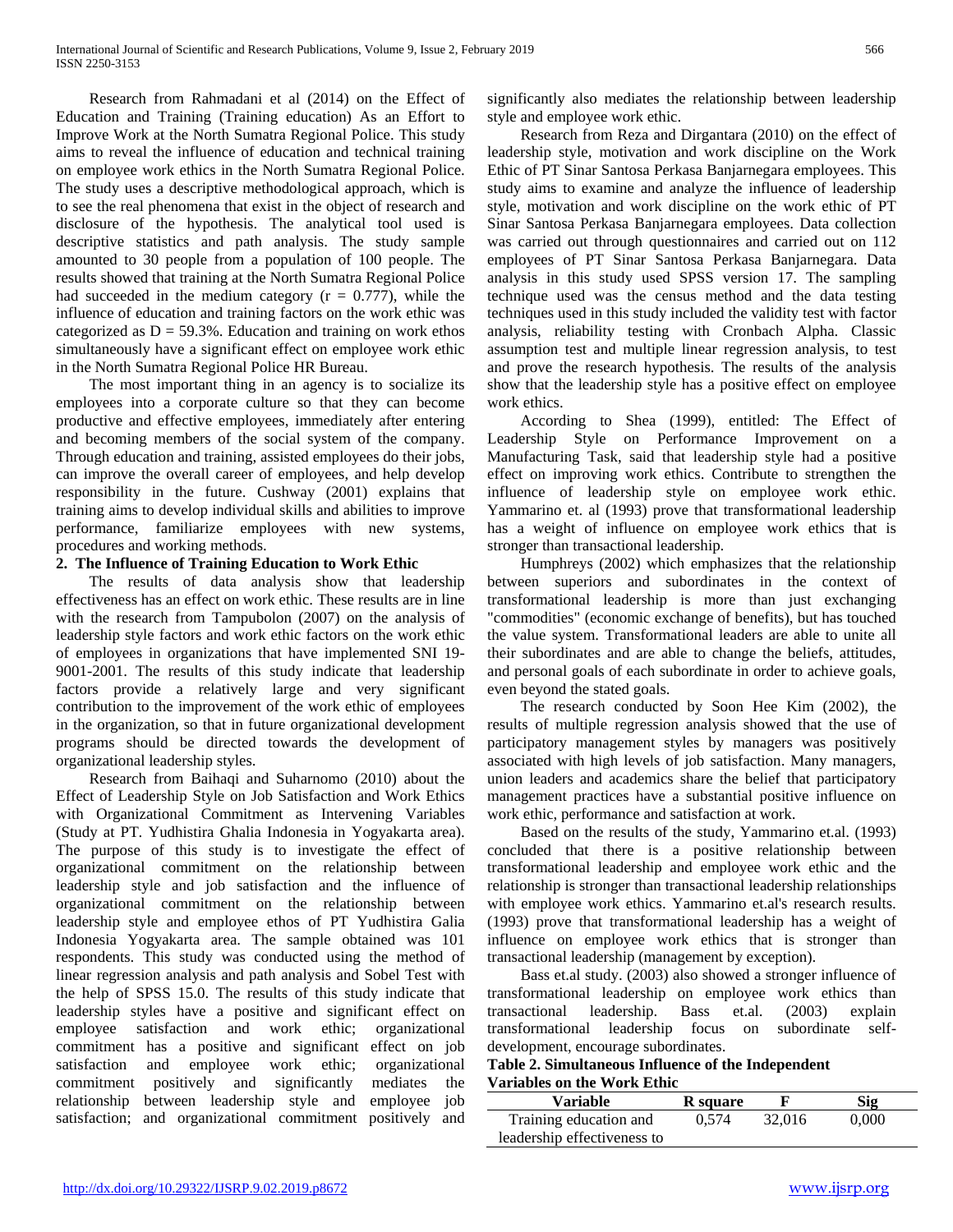Research from Rahmadani et al (2014) on the Effect of Education and Training (Training education) As an Effort to Improve Work at the North Sumatra Regional Police. This study aims to reveal the influence of education and technical training on employee work ethics in the North Sumatra Regional Police. The study uses a descriptive methodological approach, which is to see the real phenomena that exist in the object of research and disclosure of the hypothesis. The analytical tool used is descriptive statistics and path analysis. The study sample amounted to 30 people from a population of 100 people. The results showed that training at the North Sumatra Regional Police had succeeded in the medium category ($r = 0.777$), while the influence of education and training factors on the work ethic was categorized as $D = 59.3\%$. Education and training on work ethos simultaneously have a significant effect on employee work ethic in the North Sumatra Regional Police HR Bureau.

The most important thing in an agency is to socialize its employees into a corporate culture so that they can become productive and effective employees, immediately after entering and becoming members of the social system of the company. Through education and training, assisted employees do their jobs, can improve the overall career of employees, and help develop responsibility in the future. Cushway (2001) explains that training aims to develop individual skills and abilities to improve performance, familiarize employees with new systems, procedures and working methods.

## 2. The Influence of Training Education to Work Ethic

The results of data analysis show that leadership effectiveness has an effect on work ethic. These results are in line with the research from Tampubolon (2007) on the analysis of leadership style factors and work ethic factors on the work ethic of employees in organizations that have implemented SNI 19-9001-2001. The results of this study indicate that leadership factors provide a relatively large and very significant contribution to the improvement of the work ethic of employees in the organization, so that in future organizational development programs should be directed towards the development of organizational leadership styles.

Research from Baihaqi and Suharnomo (2010) about the Effect of Leadership Style on Job Satisfaction and Work Ethics with Organizational Commitment as Intervening Variables (Study at PT. Yudhistira Ghalia Indonesia in Yogyakarta area). The purpose of this study is to investigate the effect of organizational commitment on the relationship between leadership style and job satisfaction and the influence of organizational commitment on the relationship between leadership style and employee ethos of PT Yudhistira Galia Indonesia Yogyakarta area. The sample obtained was 101 respondents. This study was conducted using the method of linear regression analysis and path analysis and Sobel Test with the help of SPSS 15.0. The results of this study indicate that leadership styles have a positive and significant effect on employee satisfaction and work ethic; organizational commitment has a positive and significant effect on job satisfaction and employee work ethic; organizational commitment positively and significantly mediates the relationship between leadership style and employee job satisfaction; and organizational commitment positively and significantly also mediates the relationship between leadership style and employee work ethic.

Research from Reza and Dirgantara (2010) on the effect of leadership style, motivation and work discipline on the Work Ethic of PT Sinar Santosa Perkasa Banjarnegara employees. This study aims to examine and analyze the influence of leadership style, motivation and work discipline on the work ethic of PT Sinar Santosa Perkasa Banjarnegara employees. Data collection was carried out through questionnaires and carried out on 112 employees of PT Sinar Santosa Perkasa Banjarnegara. Data analysis in this study used SPSS version 17. The sampling technique used was the census method and the data testing techniques used in this study included the validity test with factor analysis, reliability testing with Cronbach Alpha. Classic assumption test and multiple linear regression analysis, to test and prove the research hypothesis. The results of the analysis show that the leadership style has a positive effect on employee work ethics.

According to Shea (1999), entitled: The Effect of Leadership Style on Performance Improvement on a Manufacturing Task, said that leadership style had a positive effect on improving work ethics. Contribute to strengthen the influence of leadership style on employee work ethic. Yammarino et. al (1993) prove that transformational leadership has a weight of influence on employee work ethics that is stronger than transactional leadership.

Humphreys (2002) which emphasizes that the relationship between superiors and subordinates in the context of transformational leadership is more than just exchanging "commodities" (economic exchange of benefits), but has touched the value system. Transformational leaders are able to unite all their subordinates and are able to change the beliefs, attitudes, and personal goals of each subordinate in order to achieve goals, even beyond the stated goals.

The research conducted by Soon Hee Kim (2002), the results of multiple regression analysis showed that the use of participatory management styles by managers was positively associated with high levels of job satisfaction. Many managers, union leaders and academics share the belief that participatory management practices have a substantial positive influence on work ethic, performance and satisfaction at work.

Based on the results of the study, Yammarino et.al. (1993) concluded that there is a positive relationship between transformational leadership and employee work ethic and the relationship is stronger than transactional leadership relationships with employee work ethics. Yammarino et.al's research results. (1993) prove that transformational leadership has a weight of influence on employee work ethics that is stronger than transactional leadership (management by exception).

Bass et.al study. (2003) also showed a stronger influence of transformational leadership on employee work ethics than transactional leadership. Bass et.al. (2003) explain transformational leadership focus on subordinate self-development, encourage subordinates.

**Table 2. Simultaneous Influence of the Independent Variables on the Work Ethic**

| Variable | R square | F | Sig |
|---|---|---|---|
| Training education and leadership effectiveness to | 0,574 | 32,016 | 0,000 |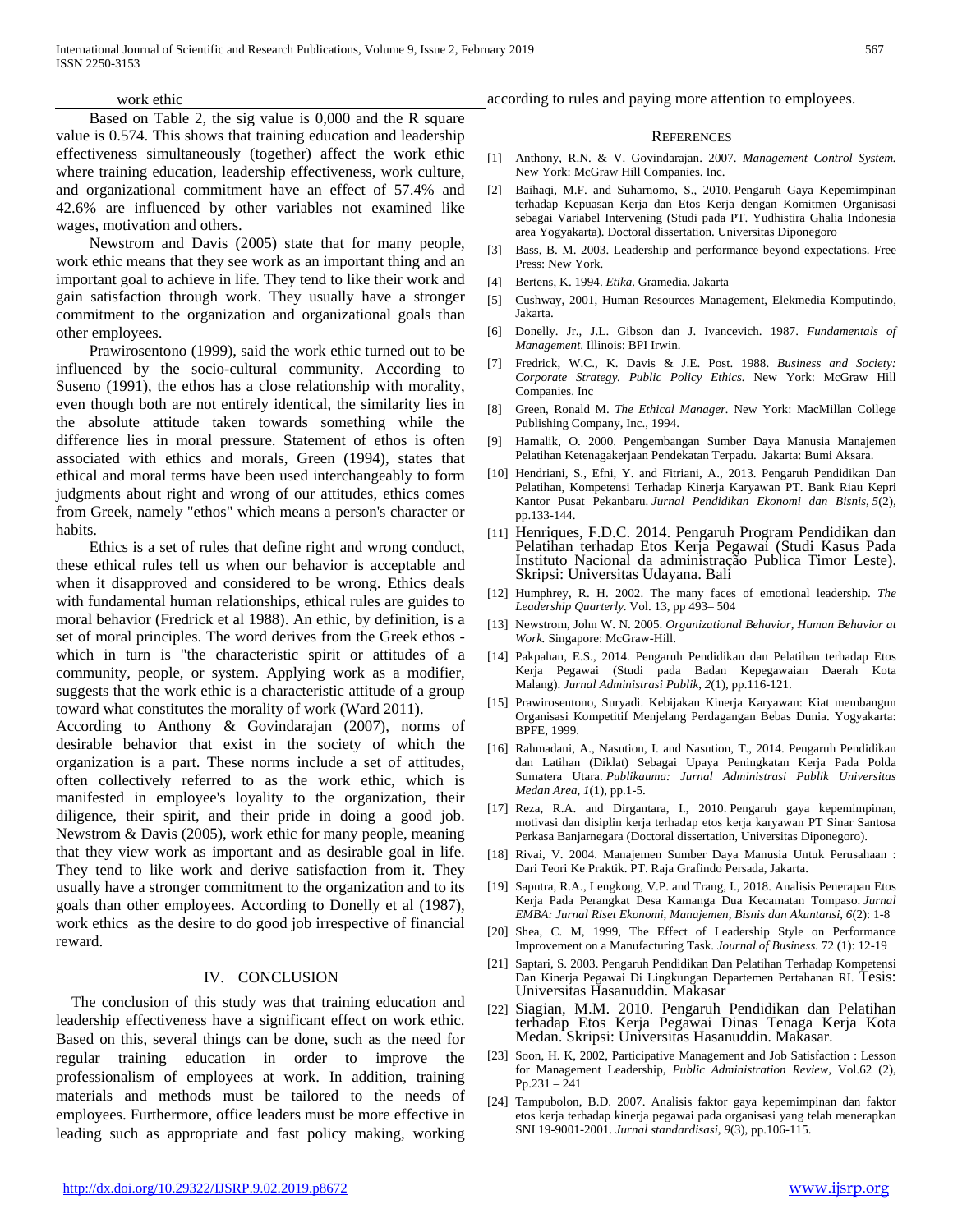work ethic

Based on Table 2, the sig value is 0,000 and the R square value is 0.574. This shows that training education and leadership effectiveness simultaneously (together) affect the work ethic where training education, leadership effectiveness, work culture, and organizational commitment have an effect of 57.4% and 42.6% are influenced by other variables not examined like wages, motivation and others.

Newstrom and Davis (2005) state that for many people, work ethic means that they see work as an important thing and an important goal to achieve in life. They tend to like their work and gain satisfaction through work. They usually have a stronger commitment to the organization and organizational goals than other employees.

Prawirosentono (1999), said the work ethic turned out to be influenced by the socio-cultural community. According to Suseno (1991), the ethos has a close relationship with morality, even though both are not entirely identical, the similarity lies in the absolute attitude taken towards something while the difference lies in moral pressure. Statement of ethos is often associated with ethics and morals, Green (1994), states that ethical and moral terms have been used interchangeably to form judgments about right and wrong of our attitudes, ethics comes from Greek, namely "ethos" which means a person's character or habits.

Ethics is a set of rules that define right and wrong conduct, these ethical rules tell us when our behavior is acceptable and when it disapproved and considered to be wrong. Ethics deals with fundamental human relationships, ethical rules are guides to moral behavior (Fredrick et al 1988). An ethic, by definition, is a set of moral principles. The word derives from the Greek ethos - which in turn is "the characteristic spirit or attitudes of a community, people, or system. Applying work as a modifier, suggests that the work ethic is a characteristic attitude of a group toward what constitutes the morality of work (Ward 2011).

According to Anthony & Govindarajan (2007), norms of desirable behavior that exist in the society of which the organization is a part. These norms include a set of attitudes, often collectively referred to as the work ethic, which is manifested in employee's loyality to the organization, their diligence, their spirit, and their pride in doing a good job. Newstrom & Davis (2005), work ethic for many people, meaning that they view work as important and as desirable goal in life. They tend to like work and derive satisfaction from it. They usually have a stronger commitment to the organization and to its goals than other employees. According to Donelly et al (1987), work ethics as the desire to do good job irrespective of financial reward.

## IV. CONCLUSION

The conclusion of this study was that training education and leadership effectiveness have a significant effect on work ethic. Based on this, several things can be done, such as the need for regular training education in order to improve the professionalism of employees at work. In addition, training materials and methods must be tailored to the needs of employees. Furthermore, office leaders must be more effective in leading such as appropriate and fast policy making, working according to rules and paying more attention to employees.

## REFERENCES

[1] Anthony, R.N. & V. Govindarajan. 2007. *Management Control System.* New York: McGraw Hill Companies. Inc.

[2] Baihaqi, M.F. and Suharnomo, S., 2010. Pengaruh Gaya Kepemimpinan terhadap Kepuasan Kerja dan Etos Kerja dengan Komitmen Organisasi sebagai Variabel Intervening (Studi pada PT. Yudhistira Ghalia Indonesia area Yogyakarta). Doctoral dissertation. Universitas Diponegoro

[3] Bass, B. M. 2003. Leadership and performance beyond expectations. Free Press: New York.

[4] Bertens, K. 1994. *Etika*. Gramedia. Jakarta

[5] Cushway, 2001, Human Resources Management, Elekmedia Komputindo, Jakarta.

[6] Donelly. Jr., J.L. Gibson dan J. Ivancevich. 1987. *Fundamentals of Management.* Illinois: BPI Irwin.

[7] Fredrick, W.C., K. Davis & J.E. Post. 1988. *Business and Society: Corporate Strategy. Public Policy Ethics.* New York: McGraw Hill Companies. Inc

[8] Green, Ronald M. *The Ethical Manager.* New York: MacMillan College Publishing Company, Inc., 1994.

[9] Hamalik, O. 2000. Pengembangan Sumber Daya Manusia Manajemen Pelatihan Ketenagakerjaan Pendekatan Terpadu. Jakarta: Bumi Aksara.

[10] Hendriani, S., Efni, Y. and Fitriani, A., 2013. Pengaruh Pendidikan Dan Pelatihan, Kompetensi Terhadap Kinerja Karyawan PT. Bank Riau Kepri Kantor Pusat Pekanbaru. *Jurnal Pendidikan Ekonomi dan Bisnis*, *5*(2), pp.133-144.

[11] Henriques, F.D.C. 2014. Pengaruh Program Pendidikan dan Pelatihan terhadap Etos Kerja Pegawai (Studi Kasus Pada Instituto Nacional da administração Publica Timor Leste). Skripsi: Universitas Udayana. Bali

[12] Humphrey, R. H. 2002. The many faces of emotional leadership. *The Leadership Quarterly.* Vol. 13, pp 493– 504

[13] Newstrom, John W. N. 2005. *Organizational Behavior, Human Behavior at Work.* Singapore: McGraw-Hill.

[14] Pakpahan, E.S., 2014. Pengaruh Pendidikan dan Pelatihan terhadap Etos Kerja Pegawai (Studi pada Badan Kepegawaian Daerah Kota Malang). *Jurnal Administrasi Publik*, *2*(1), pp.116-121.

[15] Prawirosentono, Suryadi. Kebijakan Kinerja Karyawan: Kiat membangun Organisasi Kompetitif Menjelang Perdagangan Bebas Dunia. Yogyakarta: BPFE, 1999.

[16] Rahmadani, A., Nasution, I. and Nasution, T., 2014. Pengaruh Pendidikan dan Latihan (Diklat) Sebagai Upaya Peningkatan Kerja Pada Polda Sumatera Utara. *Publikauma: Jurnal Administrasi Publik Universitas Medan Area*, *1*(1), pp.1-5.

[17] Reza, R.A. and Dirgantara, I., 2010. Pengaruh gaya kepemimpinan, motivasi dan disiplin kerja terhadap etos kerja karyawan PT Sinar Santosa Perkasa Banjarnegara (Doctoral dissertation, Universitas Diponegoro).

[18] Rivai, V. 2004. Manajemen Sumber Daya Manusia Untuk Perusahaan : Dari Teori Ke Praktik. PT. Raja Grafindo Persada, Jakarta.

[19] Saputra, R.A., Lengkong, V.P. and Trang, I., 2018. Analisis Penerapan Etos Kerja Pada Perangkat Desa Kamanga Dua Kecamatan Tompaso. *Jurnal EMBA: Jurnal Riset Ekonomi, Manajemen, Bisnis dan Akuntansi*, *6*(2): 1-8

[20] Shea, C. M, 1999, The Effect of Leadership Style on Performance Improvement on a Manufacturing Task. *Journal of Business.* 72 (1): 12-19

[21] Saptari, S. 2003. Pengaruh Pendidikan Dan Pelatihan Terhadap Kompetensi Dan Kinerja Pegawai Di Lingkungan Departemen Pertahanan RI. Tesis: Universitas Hasanuddin. Makasar

[22] Siagian, M.M. 2010. Pengaruh Pendidikan dan Pelatihan terhadap Etos Kerja Pegawai Dinas Tenaga Kerja Kota Medan. Skripsi: Universitas Hasanuddin. Makasar.

[23] Soon, H. K, 2002, Participative Management and Job Satisfaction : Lesson for Management Leadership, *Public Administration Review*, Vol.62 (2), Pp.231 – 241

[24] Tampubolon, B.D. 2007. Analisis faktor gaya kepemimpinan dan faktor etos kerja terhadap kinerja pegawai pada organisasi yang telah menerapkan SNI 19-9001-2001. *Jurnal standardisasi*, *9*(3), pp.106-115.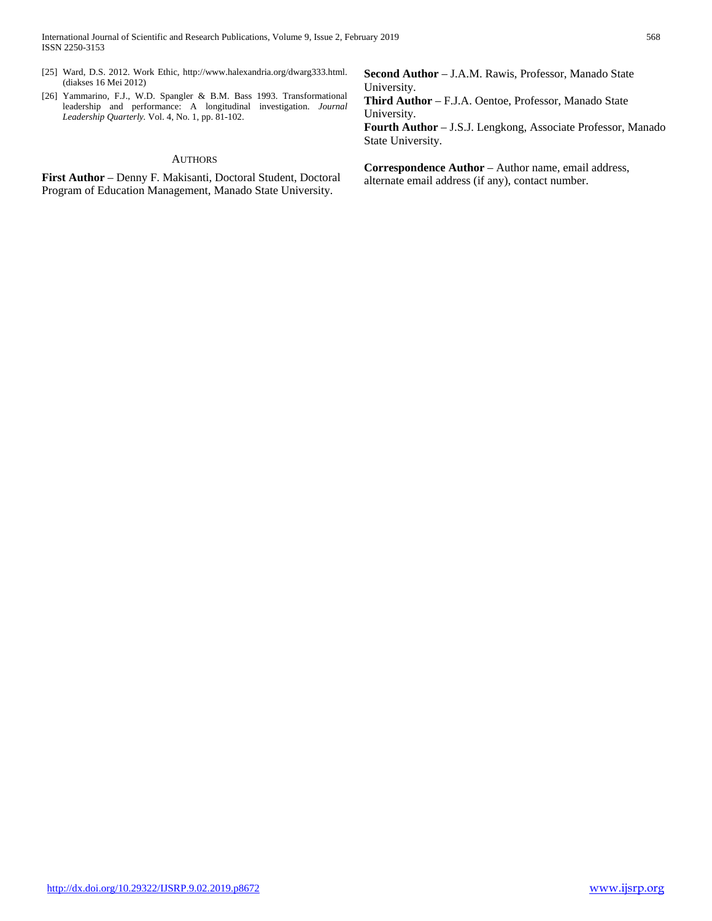[25] Ward, D.S. 2012. Work Ethic, http://www.halexandria.org/dwarg333.html. (diakses 16 Mei 2012)

[26] Yammarino, F.J., W.D. Spangler & B.M. Bass 1993. Transformational leadership and performance: A longitudinal investigation. *Journal Leadership Quarterly.* Vol. 4, No. 1, pp. 81-102.

## AUTHORS

**First Author** – Denny F. Makisanti, Doctoral Student, Doctoral Program of Education Management, Manado State University.

**Second Author** – J.A.M. Rawis, Professor, Manado State University.

**Third Author** – F.J.A. Oentoe, Professor, Manado State University.

**Fourth Author** – J.S.J. Lengkong, Associate Professor, Manado State University.

**Correspondence Author** – Author name, email address, alternate email address (if any), contact number.